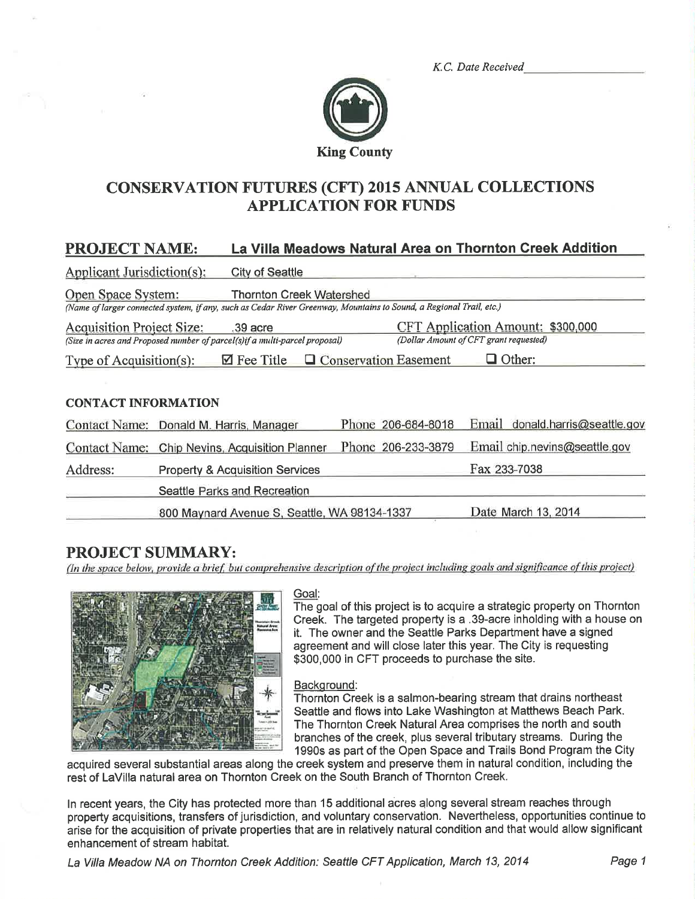K.C. Date Received

King County

# CONSERVATION FUTURES (CFT) 2015 ANNUAL COLLECTIONS APPLICATION FOR FUNDS

## PROJECT NAME: La Villa Meadows Natural Area on Thornton Creek Addition

Applicant Jurisdiction(s): City of Seattle

Open Space System: Thornton Creek Watershed
*(Name of larger connected system, if any, such as Cedar River Greenway, Mountains to Sound, a Regional Trail, etc.)*

Acquisition Project Size: .39 acre
*(Size in acres and Proposed number of parcel(s) if a multi-parcel proposal)*

CFT Application Amount: $300,000
*(Dollar Amount of CFT grant requested)*

Type of Acquisition(s): ☑ Fee Title ☐ Conservation Easement ☐ Other:

### CONTACT INFORMATION

| | | | |
|---|---|---|---|
| Contact Name: | Donald M. Harris, Manager | Phone 206-684-8018 | Email donald.harris@seattle.gov |
| Contact Name: | Chip Nevins, Acquisition Planner | Phone 206-233-3879 | Email chip.nevins@seattle.gov |
| Address: | Property & Acquisition Services | | Fax 233-7038 |
| | Seattle Parks and Recreation | | |
| | 800 Maynard Avenue S, Seattle, WA 98134-1337 | | Date March 13, 2014 |

## PROJECT SUMMARY:

*(In the space below, provide a brief, but comprehensive description of the project including goals and significance of this project)*

Goal:
The goal of this project is to acquire a strategic property on Thornton Creek. The targeted property is a .39-acre inholding with a house on it. The owner and the Seattle Parks Department have a signed agreement and will close later this year. The City is requesting $300,000 in CFT proceeds to purchase the site.

Background:
Thornton Creek is a salmon-bearing stream that drains northeast Seattle and flows into Lake Washington at Matthews Beach Park. The Thornton Creek Natural Area comprises the north and south branches of the creek, plus several tributary streams. During the 1990s as part of the Open Space and Trails Bond Program the City acquired several substantial areas along the creek system and preserve them in natural condition, including the rest of LaVilla natural area on Thornton Creek on the South Branch of Thornton Creek.

In recent years, the City has protected more than 15 additional acres along several stream reaches through property acquisitions, transfers of jurisdiction, and voluntary conservation. Nevertheless, opportunities continue to arise for the acquisition of private properties that are in relatively natural condition and that would allow significant enhancement of stream habitat.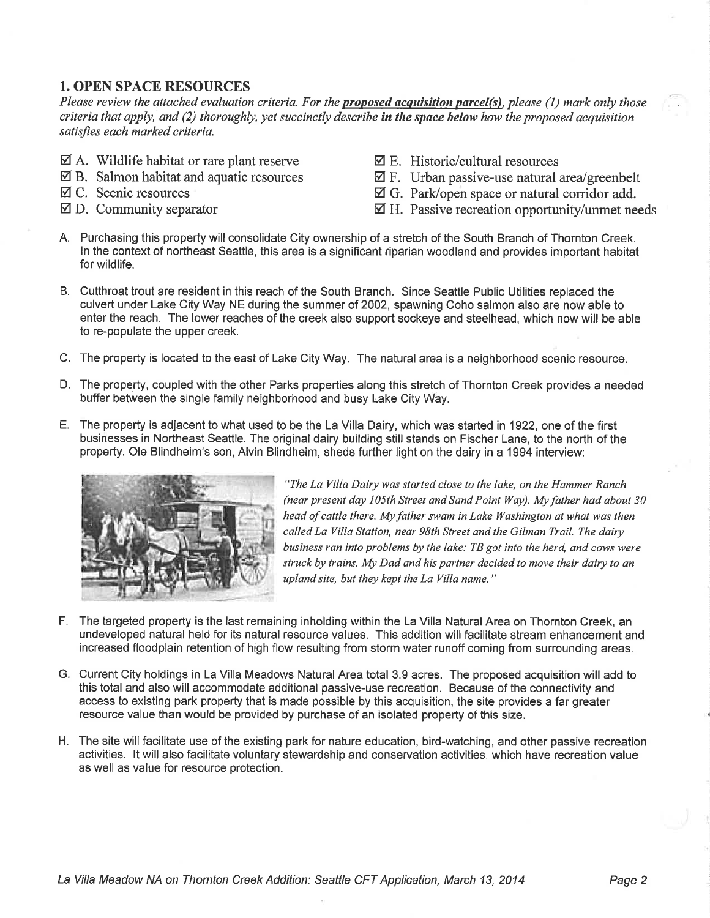## 1. OPEN SPACE RESOURCES

*Please review the attached evaluation criteria. For the* ***proposed acquisition parcel(s)****, please (1) mark only those criteria that apply, and (2) thoroughly, yet succinctly describe* ***in the space below*** *how the proposed acquisition satisfies each marked criteria.*

- ☑ A. Wildlife habitat or rare plant reserve
- ☑ B. Salmon habitat and aquatic resources
- ☑ C. Scenic resources
- ☑ D. Community separator
- ☑ E. Historic/cultural resources
- ☑ F. Urban passive-use natural area/greenbelt
- ☑ G. Park/open space or natural corridor add.
- ☑ H. Passive recreation opportunity/unmet needs

A. Purchasing this property will consolidate City ownership of a stretch of the South Branch of Thornton Creek. In the context of northeast Seattle, this area is a significant riparian woodland and provides important habitat for wildlife.

B. Cutthroat trout are resident in this reach of the South Branch. Since Seattle Public Utilities replaced the culvert under Lake City Way NE during the summer of 2002, spawning Coho salmon also are now able to enter the reach. The lower reaches of the creek also support sockeye and steelhead, which now will be able to re-populate the upper creek.

C. The property is located to the east of Lake City Way. The natural area is a neighborhood scenic resource.

D. The property, coupled with the other Parks properties along this stretch of Thornton Creek provides a needed buffer between the single family neighborhood and busy Lake City Way.

E. The property is adjacent to what used to be the La Villa Dairy, which was started in 1922, one of the first businesses in Northeast Seattle. The original dairy building still stands on Fischer Lane, to the north of the property. Ole Blindheim's son, Alvin Blindheim, sheds further light on the dairy in a 1994 interview:

*"The La Villa Dairy was started close to the lake, on the Hammer Ranch (near present day 105th Street and Sand Point Way). My father had about 30 head of cattle there. My father swam in Lake Washington at what was then called La Villa Station, near 98th Street and the Gilman Trail. The dairy business ran into problems by the lake: TB got into the herd, and cows were struck by trains. My Dad and his partner decided to move their dairy to an upland site, but they kept the La Villa name."*

F. The targeted property is the last remaining inholding within the La Villa Natural Area on Thornton Creek, an undeveloped natural held for its natural resource values. This addition will facilitate stream enhancement and increased floodplain retention of high flow resulting from storm water runoff coming from surrounding areas.

G. Current City holdings in La Villa Meadows Natural Area total 3.9 acres. The proposed acquisition will add to this total and also will accommodate additional passive-use recreation. Because of the connectivity and access to existing park property that is made possible by this acquisition, the site provides a far greater resource value than would be provided by purchase of an isolated property of this size.

H. The site will facilitate use of the existing park for nature education, bird-watching, and other passive recreation activities. It will also facilitate voluntary stewardship and conservation activities, which have recreation value as well as value for resource protection.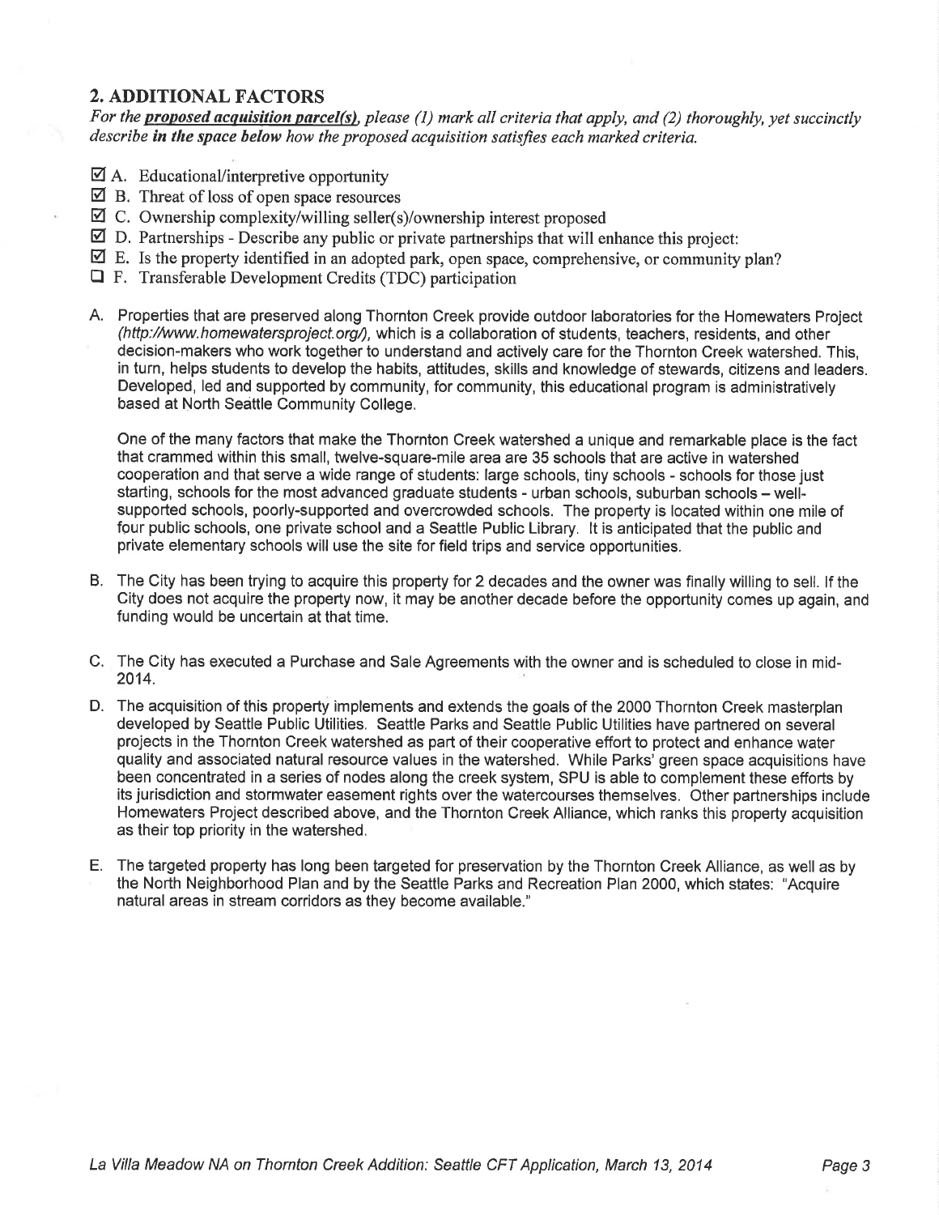## 2. ADDITIONAL FACTORS

*For the **proposed acquisition parcel(s)**, please (1) mark all criteria that apply, and (2) thoroughly, yet succinctly describe **in the space below** how the proposed acquisition satisfies each marked criteria.*

- ☑ A. Educational/interpretive opportunity
- ☑ B. Threat of loss of open space resources
- ☑ C. Ownership complexity/willing seller(s)/ownership interest proposed
- ☑ D. Partnerships - Describe any public or private partnerships that will enhance this project:
- ☑ E. Is the property identified in an adopted park, open space, comprehensive, or community plan?
- ☐ F. Transferable Development Credits (TDC) participation

A. Properties that are preserved along Thornton Creek provide outdoor laboratories for the Homewaters Project (*http://www.homewatersproject.org/*), which is a collaboration of students, teachers, residents, and other decision-makers who work together to understand and actively care for the Thornton Creek watershed. This, in turn, helps students to develop the habits, attitudes, skills and knowledge of stewards, citizens and leaders. Developed, led and supported by community, for community, this educational program is administratively based at North Seattle Community College.

One of the many factors that make the Thornton Creek watershed a unique and remarkable place is the fact that crammed within this small, twelve-square-mile area are 35 schools that are active in watershed cooperation and that serve a wide range of students: large schools, tiny schools - schools for those just starting, schools for the most advanced graduate students - urban schools, suburban schools – well-supported schools, poorly-supported and overcrowded schools. The property is located within one mile of four public schools, one private school and a Seattle Public Library. It is anticipated that the public and private elementary schools will use the site for field trips and service opportunities.

B. The City has been trying to acquire this property for 2 decades and the owner was finally willing to sell. If the City does not acquire the property now, it may be another decade before the opportunity comes up again, and funding would be uncertain at that time.

C. The City has executed a Purchase and Sale Agreements with the owner and is scheduled to close in mid-2014.

D. The acquisition of this property implements and extends the goals of the 2000 Thornton Creek masterplan developed by Seattle Public Utilities. Seattle Parks and Seattle Public Utilities have partnered on several projects in the Thornton Creek watershed as part of their cooperative effort to protect and enhance water quality and associated natural resource values in the watershed. While Parks' green space acquisitions have been concentrated in a series of nodes along the creek system, SPU is able to complement these efforts by its jurisdiction and stormwater easement rights over the watercourses themselves. Other partnerships include Homewaters Project described above, and the Thornton Creek Alliance, which ranks this property acquisition as their top priority in the watershed.

E. The targeted property has long been targeted for preservation by the Thornton Creek Alliance, as well as by the North Neighborhood Plan and by the Seattle Parks and Recreation Plan 2000, which states: "Acquire natural areas in stream corridors as they become available."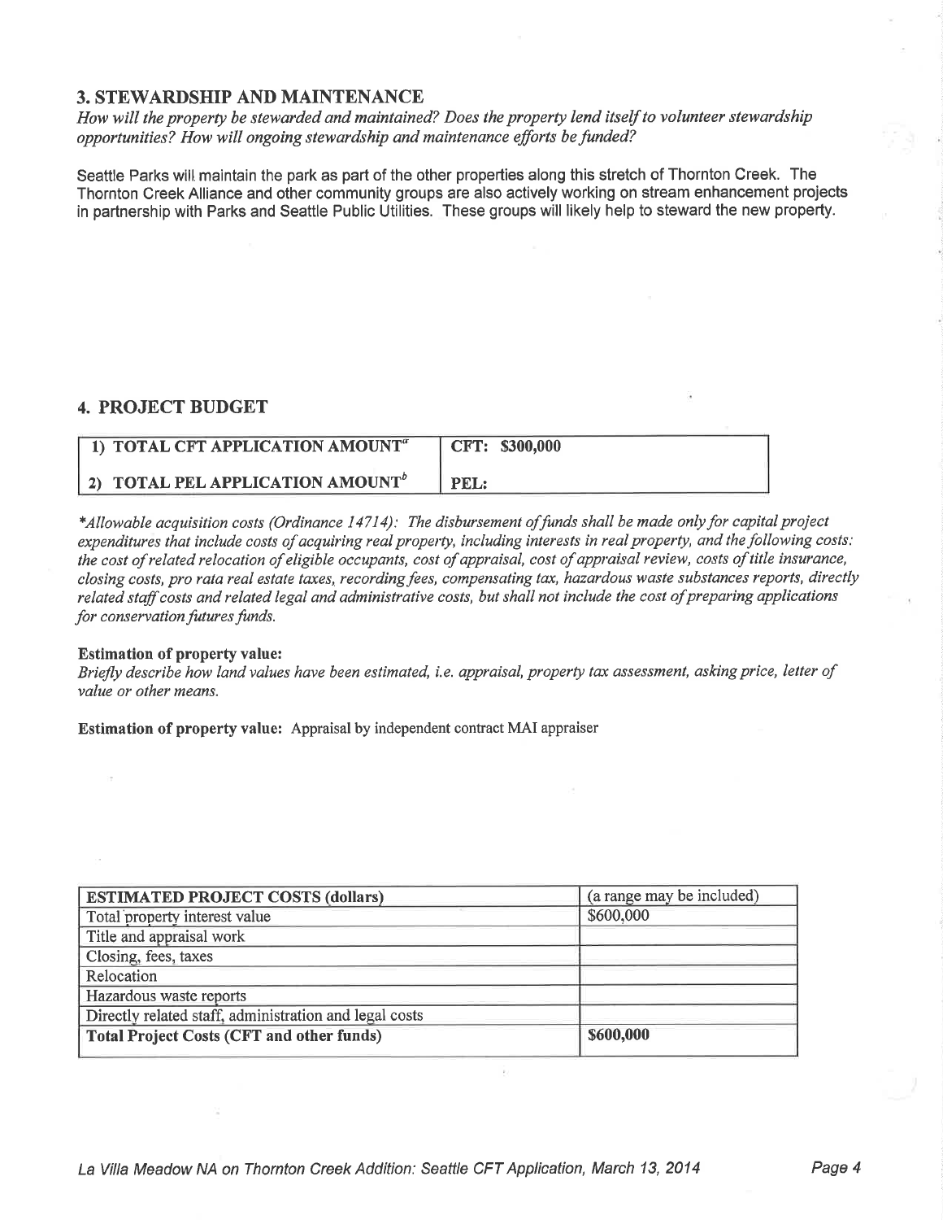## 3. STEWARDSHIP AND MAINTENANCE

*How will the property be stewarded and maintained? Does the property lend itself to volunteer stewardship opportunities? How will ongoing stewardship and maintenance efforts be funded?*

Seattle Parks will maintain the park as part of the other properties along this stretch of Thornton Creek. The Thornton Creek Alliance and other community groups are also actively working on stream enhancement projects in partnership with Parks and Seattle Public Utilities. These groups will likely help to steward the new property.

## 4. PROJECT BUDGET

| 1) TOTAL CFT APPLICATION AMOUNT[a] | CFT: $300,000 |
|---|---|
| 2) TOTAL PEL APPLICATION AMOUNT[b] | PEL: |

**Allowable acquisition costs (Ordinance 14714): The disbursement of funds shall be made only for capital project expenditures that include costs of acquiring real property, including interests in real property, and the following costs: the cost of related relocation of eligible occupants, cost of appraisal, cost of appraisal review, costs of title insurance, closing costs, pro rata real estate taxes, recording fees, compensating tax, hazardous waste substances reports, directly related staff costs and related legal and administrative costs, but shall not include the cost of preparing applications for conservation futures funds.*

**Estimation of property value:**
*Briefly describe how land values have been estimated, i.e. appraisal, property tax assessment, asking price, letter of value or other means.*

**Estimation of property value:** Appraisal by independent contract MAI appraiser

| ESTIMATED PROJECT COSTS (dollars) | (a range may be included) |
|---|---|
| Total property interest value | $600,000 |
| Title and appraisal work | |
| Closing, fees, taxes | |
| Relocation | |
| Hazardous waste reports | |
| Directly related staff, administration and legal costs | |
| **Total Project Costs (CFT and other funds)** | **$600,000** |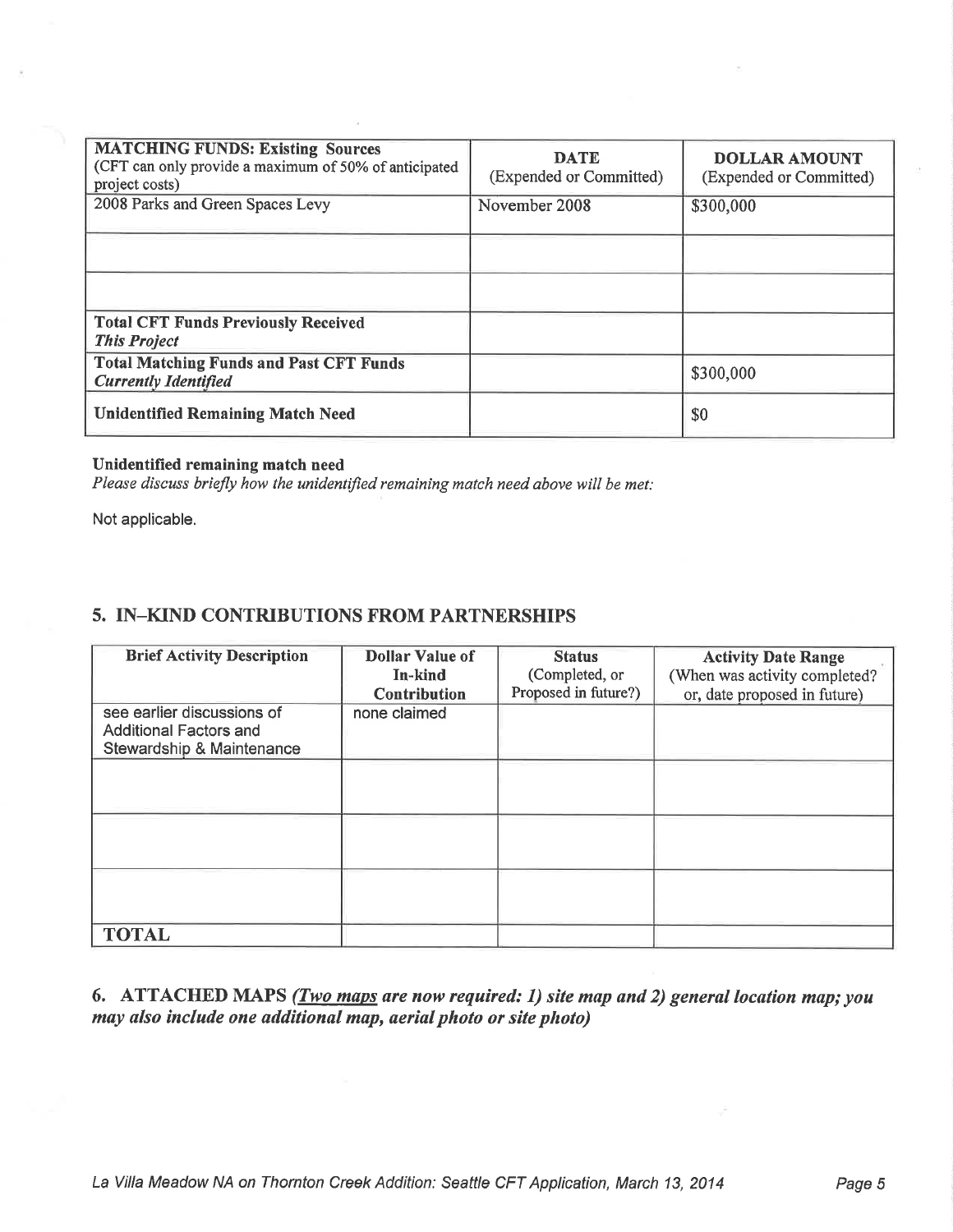| **MATCHING FUNDS: Existing Sources** (CFT can only provide a maximum of 50% of anticipated project costs) | **DATE** (Expended or Committed) | **DOLLAR AMOUNT** (Expended or Committed) |
|---|---|---|
| 2008 Parks and Green Spaces Levy | November 2008 | $300,000 |
| | | |
| | | |
| **Total CFT Funds Previously Received** ***This Project*** | | |
| **Total Matching Funds and Past CFT Funds** ***Currently Identified*** | | $300,000 |
| **Unidentified Remaining Match Need** | | $0 |

**Unidentified remaining match need**

*Please discuss briefly how the unidentified remaining match need above will be met:*

Not applicable.

## 5. IN–KIND CONTRIBUTIONS FROM PARTNERSHIPS

| **Brief Activity Description** | **Dollar Value of In-kind Contribution** | **Status** (Completed, or Proposed in future?) | **Activity Date Range** (When was activity completed? or, date proposed in future) |
|---|---|---|---|
| see earlier discussions of Additional Factors and Stewardship & Maintenance | none claimed | | |
| | | | |
| | | | |
| | | | |
| **TOTAL** | | | |

## 6. ATTACHED MAPS *(Two maps are now required: 1) site map and 2) general location map; you may also include one additional map, aerial photo or site photo)*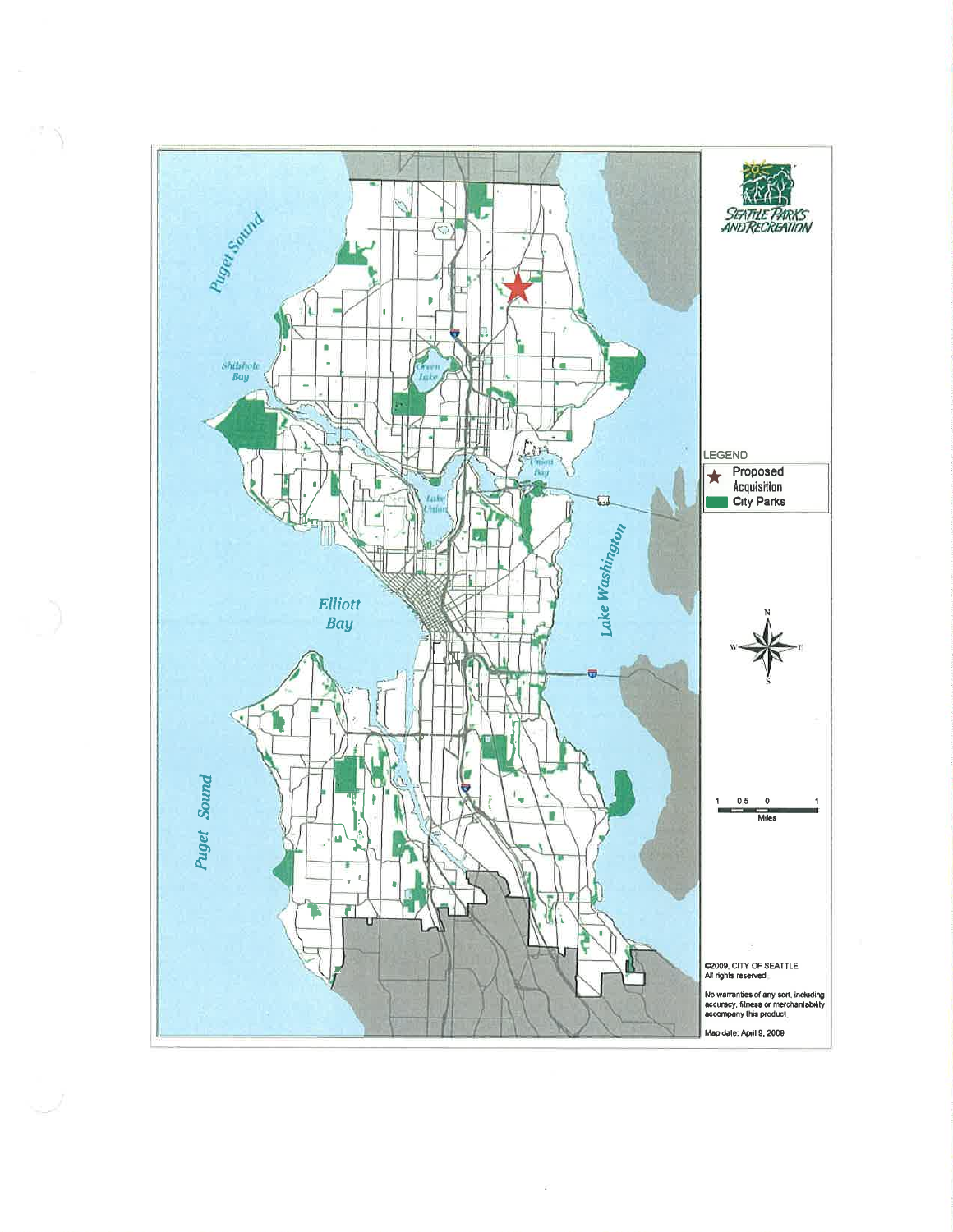LEGEND

★ Proposed Acquisition

City Parks

©2009, CITY OF SEATTLE
All rights reserved.

No warranties of any sort, including accuracy, fitness or merchantability accompany this product.

Map date: April 9, 2009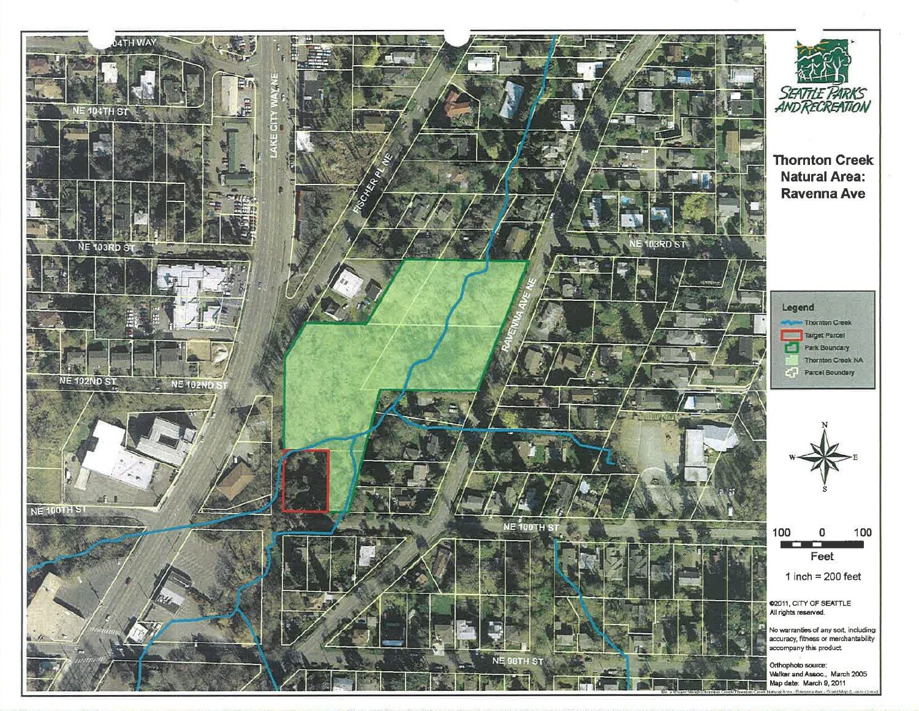# Thornton Creek Natural Area: Ravenna Ave

SEATTLE PARKS AND RECREATION

NE 104TH WAY

NE 104TH ST

LAKE CITY WAY NE

FISCHER PL NE

NE 103RD ST

NE 103RD ST

NE 102ND ST

NE 102ND ST

RAVENNA AVE NE

NE 100TH ST

NE 100TH ST

NE 98TH ST

**Legend**

- Thornton Creek
- Target Parcel
- Park Boundary
- Thornton Creek NA
- Parcel Boundary

N E S W

100 0 100

Feet

1 inch = 200 feet

©2011, CITY OF SEATTLE
All rights reserved.

No warranties of any sort, including accuracy, fitness or merchantability accompany this product.

Orthophoto source:
Walker and Assoc., March 2005
Map date: March 9, 2011